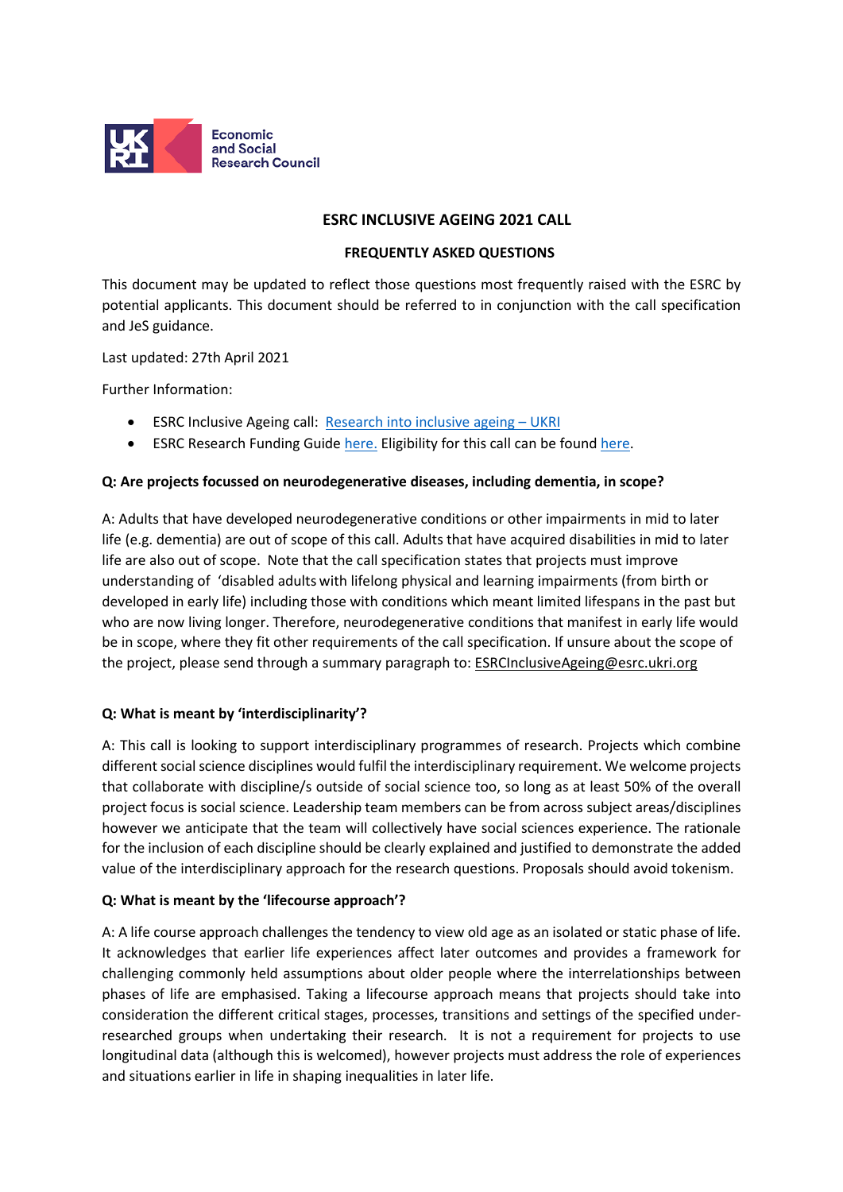Economic and Social Research Council

**ESRC INCLUSIVE AGEING 2021 CALL**

**FREQUENTLY ASKED QUESTIONS**

This document may be updated to reflect those questions most frequently raised with the ESRC by potential applicants. This document should be referred to in conjunction with the call specification and JeS guidance.

Last updated: 27th April 2021

Further Information:

- ESRC Inclusive Ageing call: [Research into inclusive ageing – UKRI]()
- ESRC Research Funding Guide [here.]() Eligibility for this call can be found [here]().

**Q: Are projects focussed on neurodegenerative diseases, including dementia, in scope?**

A: Adults that have developed neurodegenerative conditions or other impairments in mid to later life (e.g. dementia) are out of scope of this call. Adults that have acquired disabilities in mid to later life are also out of scope. Note that the call specification states that projects must improve understanding of 'disabled adults with lifelong physical and learning impairments (from birth or developed in early life) including those with conditions which meant limited lifespans in the past but who are now living longer. Therefore, neurodegenerative conditions that manifest in early life would be in scope, where they fit other requirements of the call specification. If unsure about the scope of the project, please send through a summary paragraph to: ESRCInclusiveAgeing@esrc.ukri.org

**Q: What is meant by 'interdisciplinarity'?**

A: This call is looking to support interdisciplinary programmes of research. Projects which combine different social science disciplines would fulfil the interdisciplinary requirement. We welcome projects that collaborate with discipline/s outside of social science too, so long as at least 50% of the overall project focus is social science. Leadership team members can be from across subject areas/disciplines however we anticipate that the team will collectively have social sciences experience. The rationale for the inclusion of each discipline should be clearly explained and justified to demonstrate the added value of the interdisciplinary approach for the research questions. Proposals should avoid tokenism.

**Q: What is meant by the 'lifecourse approach'?**

A: A life course approach challenges the tendency to view old age as an isolated or static phase of life. It acknowledges that earlier life experiences affect later outcomes and provides a framework for challenging commonly held assumptions about older people where the interrelationships between phases of life are emphasised. Taking a lifecourse approach means that projects should take into consideration the different critical stages, processes, transitions and settings of the specified under-researched groups when undertaking their research. It is not a requirement for projects to use longitudinal data (although this is welcomed), however projects must address the role of experiences and situations earlier in life in shaping inequalities in later life.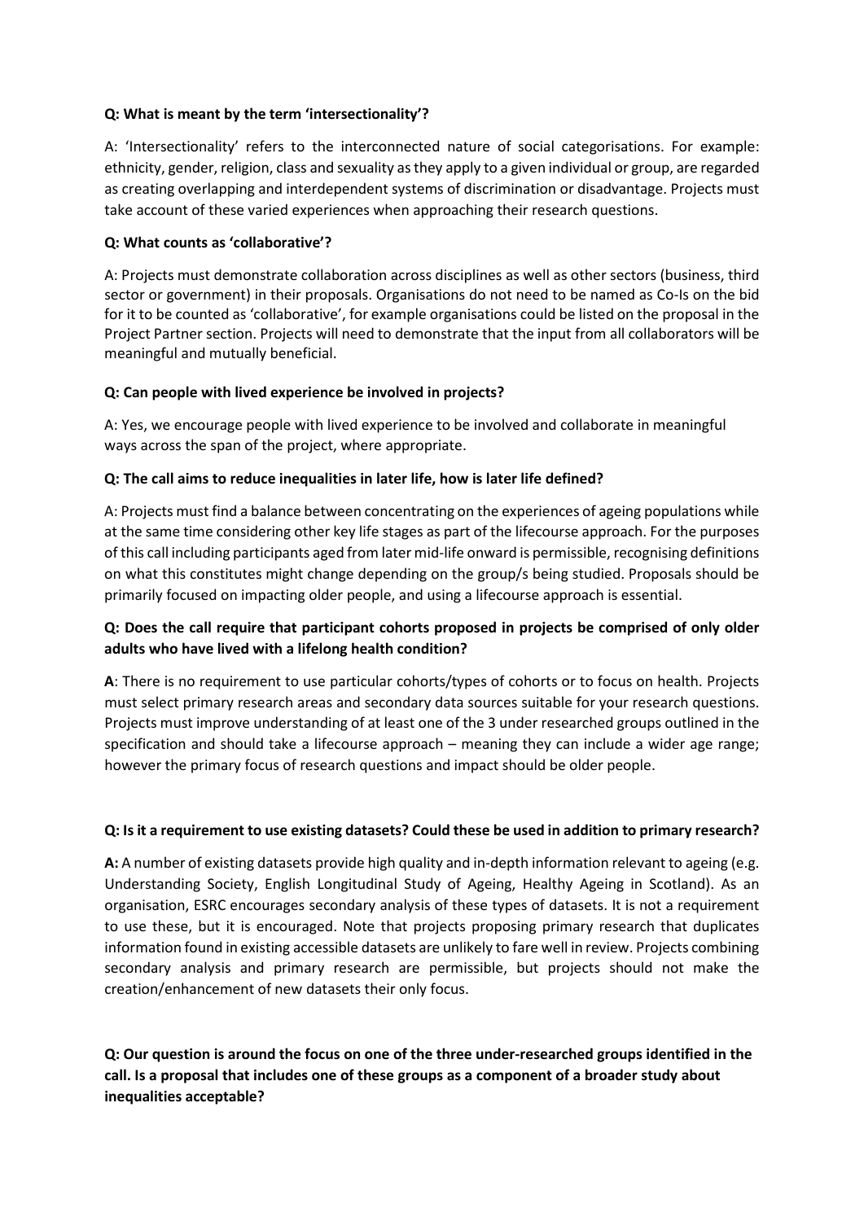**Q: What is meant by the term 'intersectionality'?**

A: 'Intersectionality' refers to the interconnected nature of social categorisations. For example: ethnicity, gender, religion, class and sexuality as they apply to a given individual or group, are regarded as creating overlapping and interdependent systems of discrimination or disadvantage. Projects must take account of these varied experiences when approaching their research questions.

**Q: What counts as 'collaborative'?**

A: Projects must demonstrate collaboration across disciplines as well as other sectors (business, third sector or government) in their proposals. Organisations do not need to be named as Co-Is on the bid for it to be counted as 'collaborative', for example organisations could be listed on the proposal in the Project Partner section. Projects will need to demonstrate that the input from all collaborators will be meaningful and mutually beneficial.

**Q: Can people with lived experience be involved in projects?**

A: Yes, we encourage people with lived experience to be involved and collaborate in meaningful ways across the span of the project, where appropriate.

**Q: The call aims to reduce inequalities in later life, how is later life defined?**

A: Projects must find a balance between concentrating on the experiences of ageing populations while at the same time considering other key life stages as part of the lifecourse approach. For the purposes of this call including participants aged from later mid-life onward is permissible, recognising definitions on what this constitutes might change depending on the group/s being studied. Proposals should be primarily focused on impacting older people, and using a lifecourse approach is essential.

**Q: Does the call require that participant cohorts proposed in projects be comprised of only older adults who have lived with a lifelong health condition?**

**A**: There is no requirement to use particular cohorts/types of cohorts or to focus on health. Projects must select primary research areas and secondary data sources suitable for your research questions. Projects must improve understanding of at least one of the 3 under researched groups outlined in the specification and should take a lifecourse approach – meaning they can include a wider age range; however the primary focus of research questions and impact should be older people.

**Q: Is it a requirement to use existing datasets? Could these be used in addition to primary research?**

**A:** A number of existing datasets provide high quality and in-depth information relevant to ageing (e.g. Understanding Society, English Longitudinal Study of Ageing, Healthy Ageing in Scotland). As an organisation, ESRC encourages secondary analysis of these types of datasets. It is not a requirement to use these, but it is encouraged. Note that projects proposing primary research that duplicates information found in existing accessible datasets are unlikely to fare well in review. Projects combining secondary analysis and primary research are permissible, but projects should not make the creation/enhancement of new datasets their only focus.

**Q: Our question is around the focus on one of the three under-researched groups identified in the call. Is a proposal that includes one of these groups as a component of a broader study about inequalities acceptable?**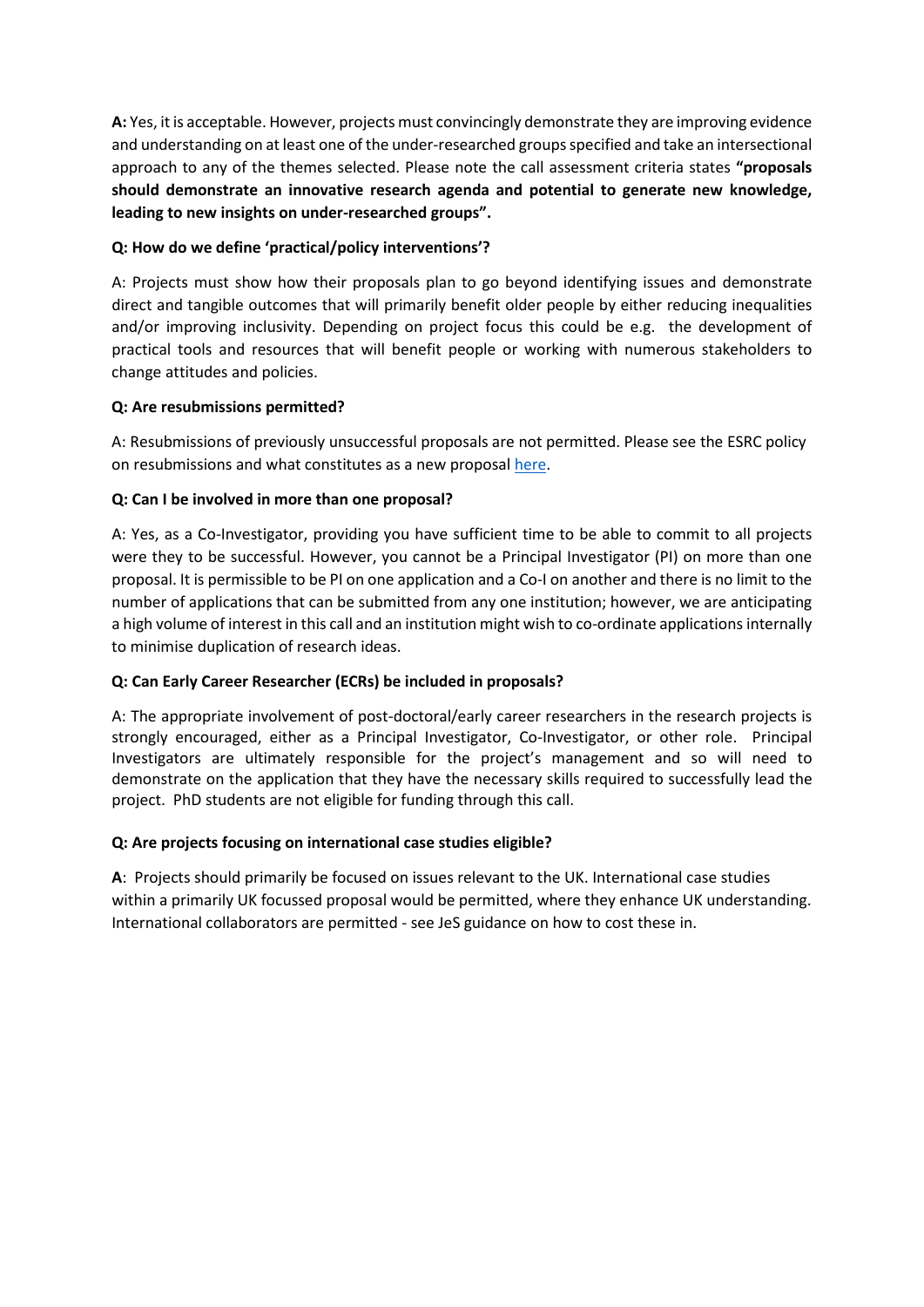**A:** Yes, it is acceptable. However, projects must convincingly demonstrate they are improving evidence and understanding on at least one of the under-researched groups specified and take an intersectional approach to any of the themes selected. Please note the call assessment criteria states **"proposals should demonstrate an innovative research agenda and potential to generate new knowledge, leading to new insights on under-researched groups".**

**Q: How do we define 'practical/policy interventions'?**

A: Projects must show how their proposals plan to go beyond identifying issues and demonstrate direct and tangible outcomes that will primarily benefit older people by either reducing inequalities and/or improving inclusivity. Depending on project focus this could be e.g. the development of practical tools and resources that will benefit people or working with numerous stakeholders to change attitudes and policies.

**Q: Are resubmissions permitted?**

A: Resubmissions of previously unsuccessful proposals are not permitted. Please see the ESRC policy on resubmissions and what constitutes as a new proposal here.

**Q: Can I be involved in more than one proposal?**

A: Yes, as a Co-Investigator, providing you have sufficient time to be able to commit to all projects were they to be successful. However, you cannot be a Principal Investigator (PI) on more than one proposal. It is permissible to be PI on one application and a Co-I on another and there is no limit to the number of applications that can be submitted from any one institution; however, we are anticipating a high volume of interest in this call and an institution might wish to co-ordinate applications internally to minimise duplication of research ideas.

**Q: Can Early Career Researcher (ECRs) be included in proposals?**

A: The appropriate involvement of post-doctoral/early career researchers in the research projects is strongly encouraged, either as a Principal Investigator, Co-Investigator, or other role. Principal Investigators are ultimately responsible for the project's management and so will need to demonstrate on the application that they have the necessary skills required to successfully lead the project. PhD students are not eligible for funding through this call.

**Q: Are projects focusing on international case studies eligible?**

**A**: Projects should primarily be focused on issues relevant to the UK. International case studies within a primarily UK focussed proposal would be permitted, where they enhance UK understanding. International collaborators are permitted - see JeS guidance on how to cost these in.